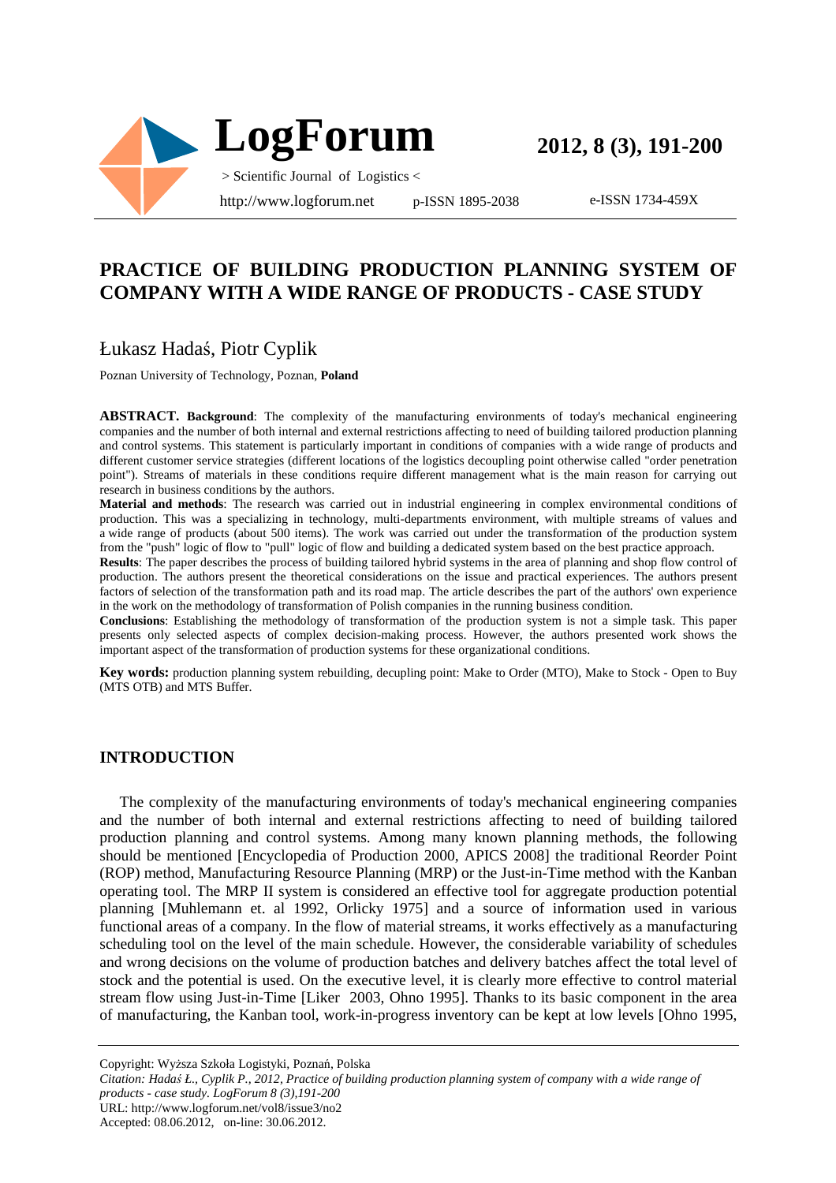# PRACTICE OF BUILDING PRODUCTION PLANNING SYSTEM OF COMPANY WITH A WIDE RANGE OF PRODUCTS - CASE STUDY

Łukasz Hadaś, Piotr Cyplik

Poznan University of Technology, Poznan, **Poland**

**ABSTRACT. Background**: The complexity of the manufacturing environments of today's mechanical engineering companies and the number of both internal and external restrictions affecting to need of building tailored production planning and control systems. This statement is particularly important in conditions of companies with a wide range of products and different customer service strategies (different locations of the logistics decoupling point otherwise called "order penetration point"). Streams of materials in these conditions require different management what is the main reason for carrying out research in business conditions by the authors.

**Material and methods**: The research was carried out in industrial engineering in complex environmental conditions of production. This was a specializing in technology, multi-departments environment, with multiple streams of values and a wide range of products (about 500 items). The work was carried out under the transformation of the production system from the "push" logic of flow to "pull" logic of flow and building a dedicated system based on the best practice approach.

**Results**: The paper describes the process of building tailored hybrid systems in the area of planning and shop flow control of production. The authors present the theoretical considerations on the issue and practical experiences. The authors present factors of selection of the transformation path and its road map. The article describes the part of the authors' own experience in the work on the methodology of transformation of Polish companies in the running business condition.

**Conclusions**: Establishing the methodology of transformation of the production system is not a simple task. This paper presents only selected aspects of complex decision-making process. However, the authors presented work shows the important aspect of the transformation of production systems for these organizational conditions.

**Key words:** production planning system rebuilding, decupling point: Make to Order (MTO), Make to Stock - Open to Buy (MTS OTB) and MTS Buffer.

## INTRODUCTION

The complexity of the manufacturing environments of today's mechanical engineering companies and the number of both internal and external restrictions affecting to need of building tailored production planning and control systems. Among many known planning methods, the following should be mentioned [Encyclopedia of Production 2000, APICS 2008] the traditional Reorder Point (ROP) method, Manufacturing Resource Planning (MRP) or the Just-in-Time method with the Kanban operating tool. The MRP II system is considered an effective tool for aggregate production potential planning [Muhlemann et. al 1992, Orlicky 1975] and a source of information used in various functional areas of a company. In the flow of material streams, it works effectively as a manufacturing scheduling tool on the level of the main schedule. However, the considerable variability of schedules and wrong decisions on the volume of production batches and delivery batches affect the total level of stock and the potential is used. On the executive level, it is clearly more effective to control material stream flow using Just-in-Time [Liker 2003, Ohno 1995]. Thanks to its basic component in the area of manufacturing, the Kanban tool, work-in-progress inventory can be kept at low levels [Ohno 1995,

Copyright: Wyższa Szkoła Logistyki, Poznań, Polska

*Citation: Hadaś Ł., Cyplik P., 2012, Practice of building production planning system of company with a wide range of products - case study. LogForum 8 (3),191-200*

URL: http://www.logforum.net/vol8/issue3/no2

Accepted: 08.06.2012, on-line: 30.06.2012.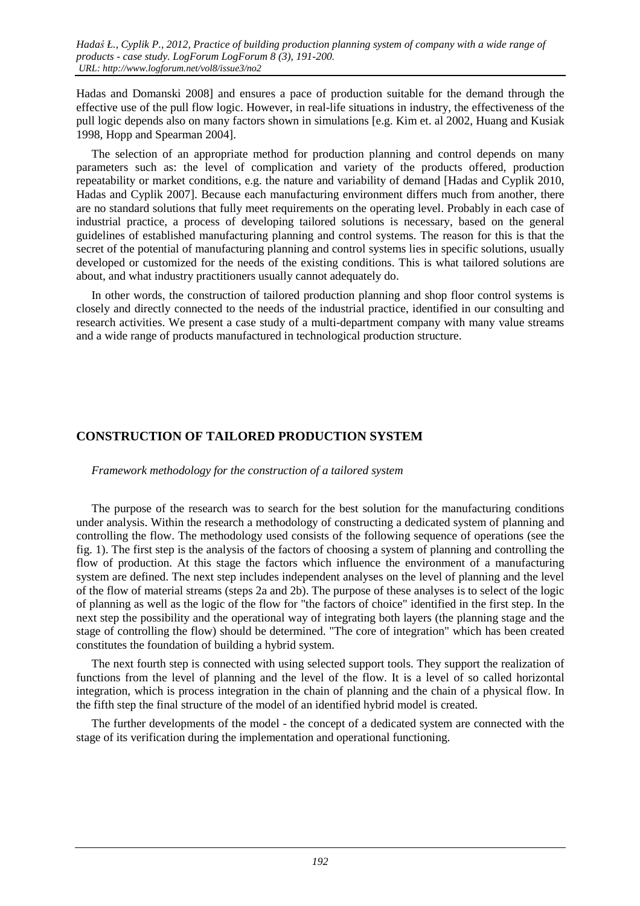Hadas and Domanski 2008] and ensures a pace of production suitable for the demand through the effective use of the pull flow logic. However, in real-life situations in industry, the effectiveness of the pull logic depends also on many factors shown in simulations [e.g. Kim et. al 2002, Huang and Kusiak 1998, Hopp and Spearman 2004].

The selection of an appropriate method for production planning and control depends on many parameters such as: the level of complication and variety of the products offered, production repeatability or market conditions, e.g. the nature and variability of demand [Hadas and Cyplik 2010, Hadas and Cyplik 2007]. Because each manufacturing environment differs much from another, there are no standard solutions that fully meet requirements on the operating level. Probably in each case of industrial practice, a process of developing tailored solutions is necessary, based on the general guidelines of established manufacturing planning and control systems. The reason for this is that the secret of the potential of manufacturing planning and control systems lies in specific solutions, usually developed or customized for the needs of the existing conditions. This is what tailored solutions are about, and what industry practitioners usually cannot adequately do.

In other words, the construction of tailored production planning and shop floor control systems is closely and directly connected to the needs of the industrial practice, identified in our consulting and research activities. We present a case study of a multi-department company with many value streams and a wide range of products manufactured in technological production structure.

## CONSTRUCTION OF TAILORED PRODUCTION SYSTEM

*Framework methodology for the construction of a tailored system*

The purpose of the research was to search for the best solution for the manufacturing conditions under analysis. Within the research a methodology of constructing a dedicated system of planning and controlling the flow. The methodology used consists of the following sequence of operations (see the fig. 1). The first step is the analysis of the factors of choosing a system of planning and controlling the flow of production. At this stage the factors which influence the environment of a manufacturing system are defined. The next step includes independent analyses on the level of planning and the level of the flow of material streams (steps 2a and 2b). The purpose of these analyses is to select of the logic of planning as well as the logic of the flow for "the factors of choice" identified in the first step. In the next step the possibility and the operational way of integrating both layers (the planning stage and the stage of controlling the flow) should be determined. "The core of integration" which has been created constitutes the foundation of building a hybrid system.

The next fourth step is connected with using selected support tools. They support the realization of functions from the level of planning and the level of the flow. It is a level of so called horizontal integration, which is process integration in the chain of planning and the chain of a physical flow. In the fifth step the final structure of the model of an identified hybrid model is created.

The further developments of the model - the concept of a dedicated system are connected with the stage of its verification during the implementation and operational functioning.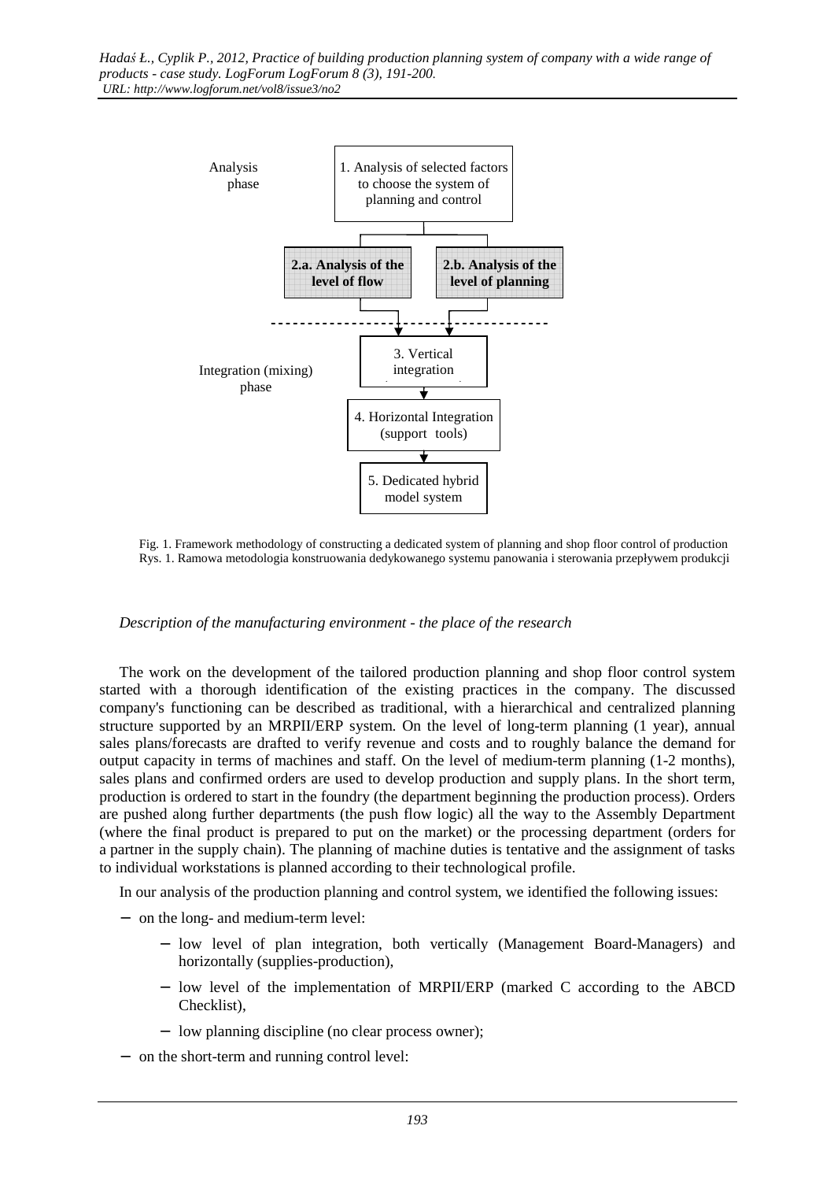Analysis phase

1. Analysis of selected factors to choose the system of planning and control

**2.a. Analysis of the level of flow**

**2.b. Analysis of the level of planning**

Integration (mixing) phase

3. Vertical integration

4. Horizontal Integration (support tools)

5. Dedicated hybrid model system

Fig. 1. Framework methodology of constructing a dedicated system of planning and shop floor control of production
Rys. 1. Ramowa metodologia konstruowania dedykowanego systemu panowania i sterowania przepływem produkcji

*Description of the manufacturing environment - the place of the research*

The work on the development of the tailored production planning and shop floor control system started with a thorough identification of the existing practices in the company. The discussed company's functioning can be described as traditional, with a hierarchical and centralized planning structure supported by an MRPII/ERP system. On the level of long-term planning (1 year), annual sales plans/forecasts are drafted to verify revenue and costs and to roughly balance the demand for output capacity in terms of machines and staff. On the level of medium-term planning (1-2 months), sales plans and confirmed orders are used to develop production and supply plans. In the short term, production is ordered to start in the foundry (the department beginning the production process). Orders are pushed along further departments (the push flow logic) all the way to the Assembly Department (where the final product is prepared to put on the market) or the processing department (orders for a partner in the supply chain). The planning of machine duties is tentative and the assignment of tasks to individual workstations is planned according to their technological profile.

In our analysis of the production planning and control system, we identified the following issues:

- on the long- and medium-term level:
  - low level of plan integration, both vertically (Management Board-Managers) and horizontally (supplies-production),
  - low level of the implementation of MRPII/ERP (marked C according to the ABCD Checklist),
  - low planning discipline (no clear process owner);
- on the short-term and running control level: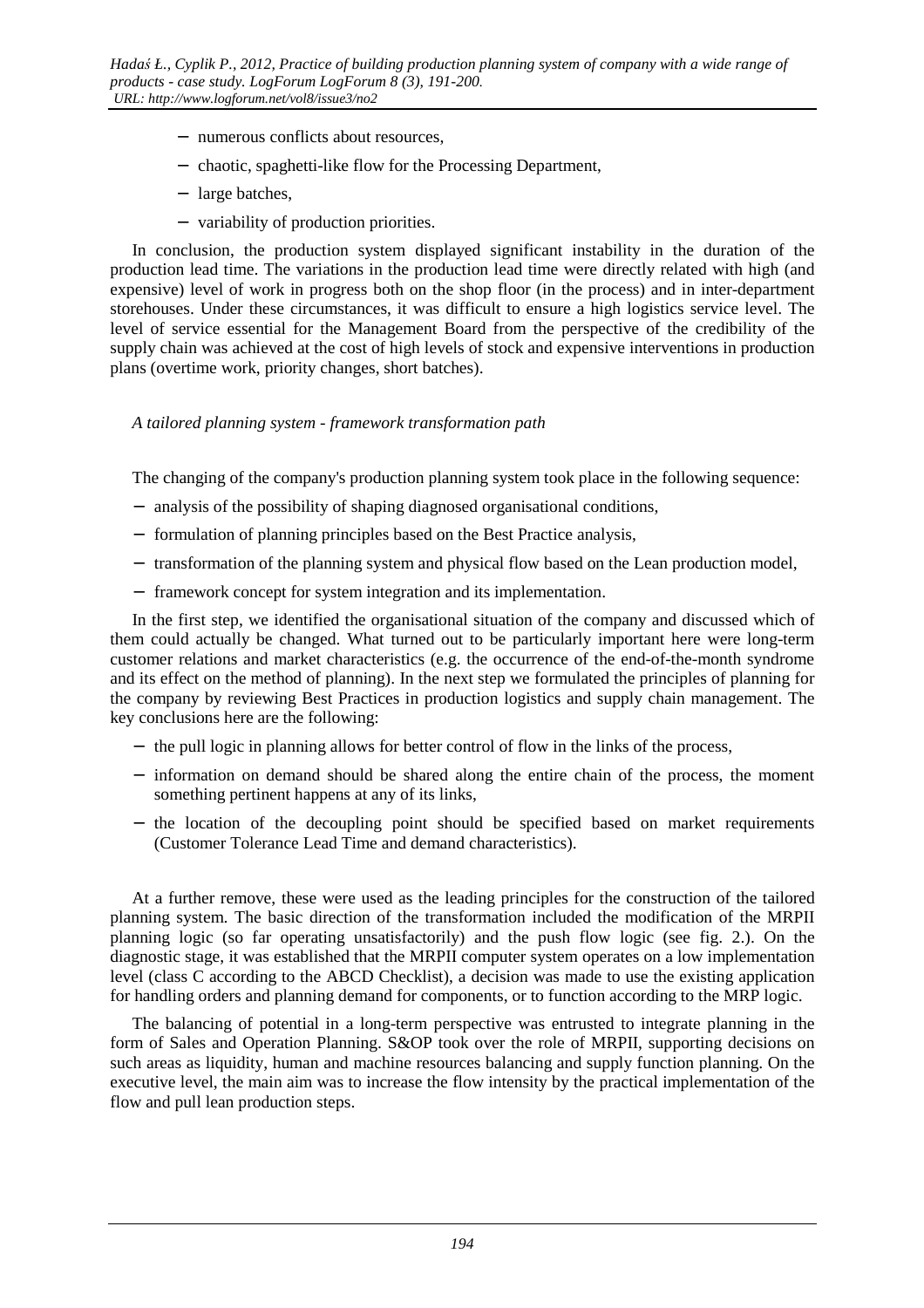- numerous conflicts about resources,
- chaotic, spaghetti-like flow for the Processing Department,
- large batches,
- variability of production priorities.

In conclusion, the production system displayed significant instability in the duration of the production lead time. The variations in the production lead time were directly related with high (and expensive) level of work in progress both on the shop floor (in the process) and in inter-department storehouses. Under these circumstances, it was difficult to ensure a high logistics service level. The level of service essential for the Management Board from the perspective of the credibility of the supply chain was achieved at the cost of high levels of stock and expensive interventions in production plans (overtime work, priority changes, short batches).

*A tailored planning system - framework transformation path*

The changing of the company's production planning system took place in the following sequence:

- analysis of the possibility of shaping diagnosed organisational conditions,
- formulation of planning principles based on the Best Practice analysis,
- transformation of the planning system and physical flow based on the Lean production model,
- framework concept for system integration and its implementation.

In the first step, we identified the organisational situation of the company and discussed which of them could actually be changed. What turned out to be particularly important here were long-term customer relations and market characteristics (e.g. the occurrence of the end-of-the-month syndrome and its effect on the method of planning). In the next step we formulated the principles of planning for the company by reviewing Best Practices in production logistics and supply chain management. The key conclusions here are the following:

- the pull logic in planning allows for better control of flow in the links of the process,
- information on demand should be shared along the entire chain of the process, the moment something pertinent happens at any of its links,
- the location of the decoupling point should be specified based on market requirements (Customer Tolerance Lead Time and demand characteristics).

At a further remove, these were used as the leading principles for the construction of the tailored planning system. The basic direction of the transformation included the modification of the MRPII planning logic (so far operating unsatisfactorily) and the push flow logic (see fig. 2.). On the diagnostic stage, it was established that the MRPII computer system operates on a low implementation level (class C according to the ABCD Checklist), a decision was made to use the existing application for handling orders and planning demand for components, or to function according to the MRP logic.

The balancing of potential in a long-term perspective was entrusted to integrate planning in the form of Sales and Operation Planning. S&OP took over the role of MRPII, supporting decisions on such areas as liquidity, human and machine resources balancing and supply function planning. On the executive level, the main aim was to increase the flow intensity by the practical implementation of the flow and pull lean production steps.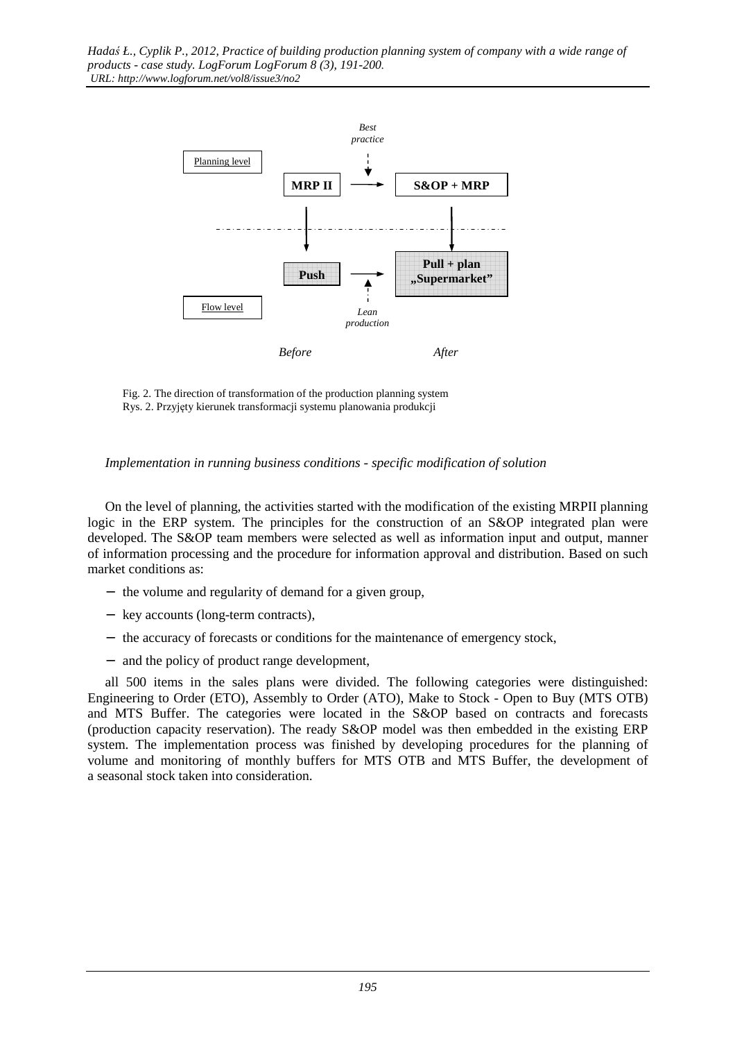Planning level

MRP II → S&OP + MRP

Best practice

Push → Pull + plan „Supermarket"

Lean production

Flow level

Before After

Fig. 2. The direction of transformation of the production planning system
Rys. 2. Przyjęty kierunek transformacji systemu planowania produkcji

*Implementation in running business conditions - specific modification of solution*

On the level of planning, the activities started with the modification of the existing MRPII planning logic in the ERP system. The principles for the construction of an S&OP integrated plan were developed. The S&OP team members were selected as well as information input and output, manner of information processing and the procedure for information approval and distribution. Based on such market conditions as:

- the volume and regularity of demand for a given group,
- key accounts (long-term contracts),
- the accuracy of forecasts or conditions for the maintenance of emergency stock,
- and the policy of product range development,

all 500 items in the sales plans were divided. The following categories were distinguished: Engineering to Order (ETO), Assembly to Order (ATO), Make to Stock - Open to Buy (MTS OTB) and MTS Buffer. The categories were located in the S&OP based on contracts and forecasts (production capacity reservation). The ready S&OP model was then embedded in the existing ERP system. The implementation process was finished by developing procedures for the planning of volume and monitoring of monthly buffers for MTS OTB and MTS Buffer, the development of a seasonal stock taken into consideration.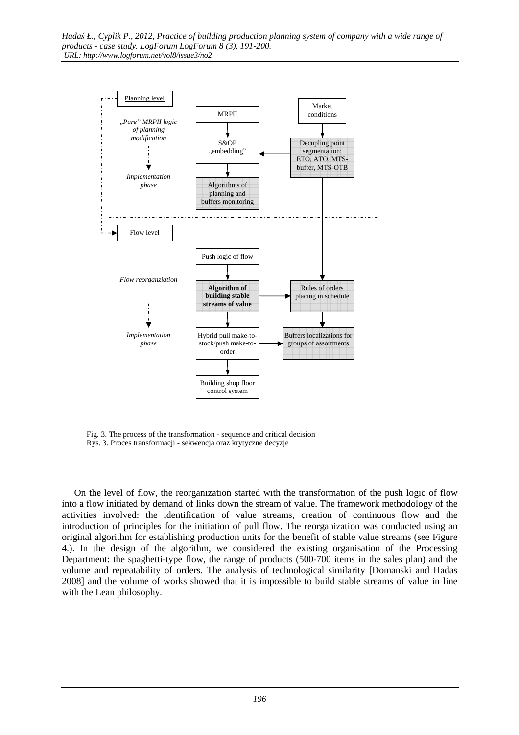Planning level

*„Pure" MRPII logic of planning modification*

*Implementation phase*

MRPII

S&OP „embedding"

Algorithms of planning and buffers monitoring

Market conditions

Decupling point segmentation: ETO, ATO, MTS-buffer, MTS-OTB

Flow level

*Flow reorganziation*

*Implementation phase*

Push logic of flow

**Algorithm of building stable streams of value**

Rules of orders placing in schedule

Hybrid pull make-to-stock/push make-to-order

Buffers localizations for groups of assortments

Building shop floor control system

Fig. 3. The process of the transformation - sequence and critical decision
Rys. 3. Proces transformacji - sekwencja oraz krytyczne decyzje

On the level of flow, the reorganization started with the transformation of the push logic of flow into a flow initiated by demand of links down the stream of value. The framework methodology of the activities involved: the identification of value streams, creation of continuous flow and the introduction of principles for the initiation of pull flow. The reorganization was conducted using an original algorithm for establishing production units for the benefit of stable value streams (see Figure 4.). In the design of the algorithm, we considered the existing organisation of the Processing Department: the spaghetti-type flow, the range of products (500-700 items in the sales plan) and the volume and repeatability of orders. The analysis of technological similarity [Domanski and Hadas 2008] and the volume of works showed that it is impossible to build stable streams of value in line with the Lean philosophy.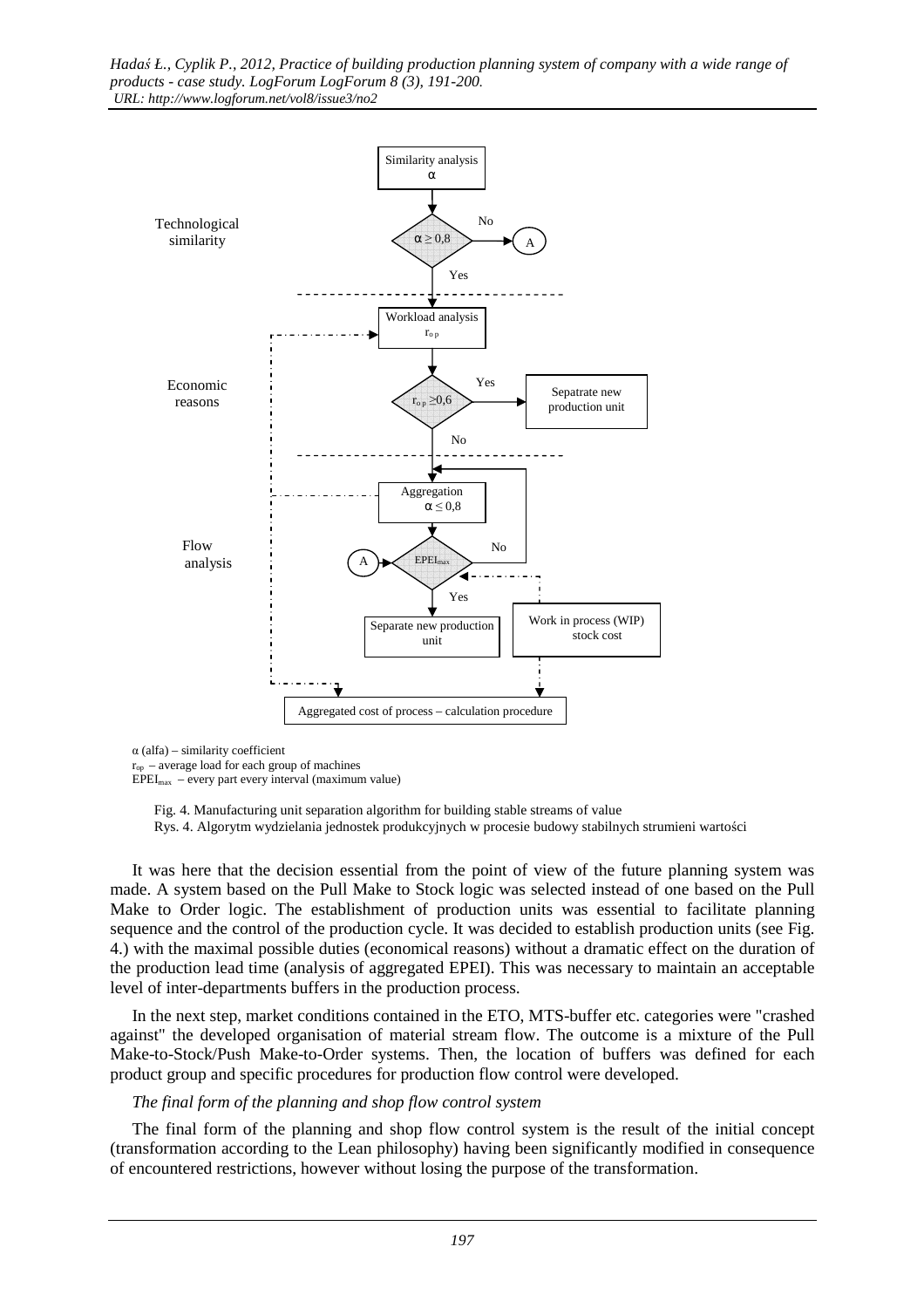α (alfa) – similarity coefficient

$r_{op}$ – average load for each group of machines

$EPEI_{max}$ – every part every interval (maximum value)

Fig. 4. Manufacturing unit separation algorithm for building stable streams of value

Rys. 4. Algorytm wydzielania jednostek produkcyjnych w procesie budowy stabilnych strumieni wartości

It was here that the decision essential from the point of view of the future planning system was made. A system based on the Pull Make to Stock logic was selected instead of one based on the Pull Make to Order logic. The establishment of production units was essential to facilitate planning sequence and the control of the production cycle. It was decided to establish production units (see Fig. 4.) with the maximal possible duties (economical reasons) without a dramatic effect on the duration of the production lead time (analysis of aggregated EPEI). This was necessary to maintain an acceptable level of inter-departments buffers in the production process.

In the next step, market conditions contained in the ETO, MTS-buffer etc. categories were "crashed against" the developed organisation of material stream flow. The outcome is a mixture of the Pull Make-to-Stock/Push Make-to-Order systems. Then, the location of buffers was defined for each product group and specific procedures for production flow control were developed.

*The final form of the planning and shop flow control system*

The final form of the planning and shop flow control system is the result of the initial concept (transformation according to the Lean philosophy) having been significantly modified in consequence of encountered restrictions, however without losing the purpose of the transformation.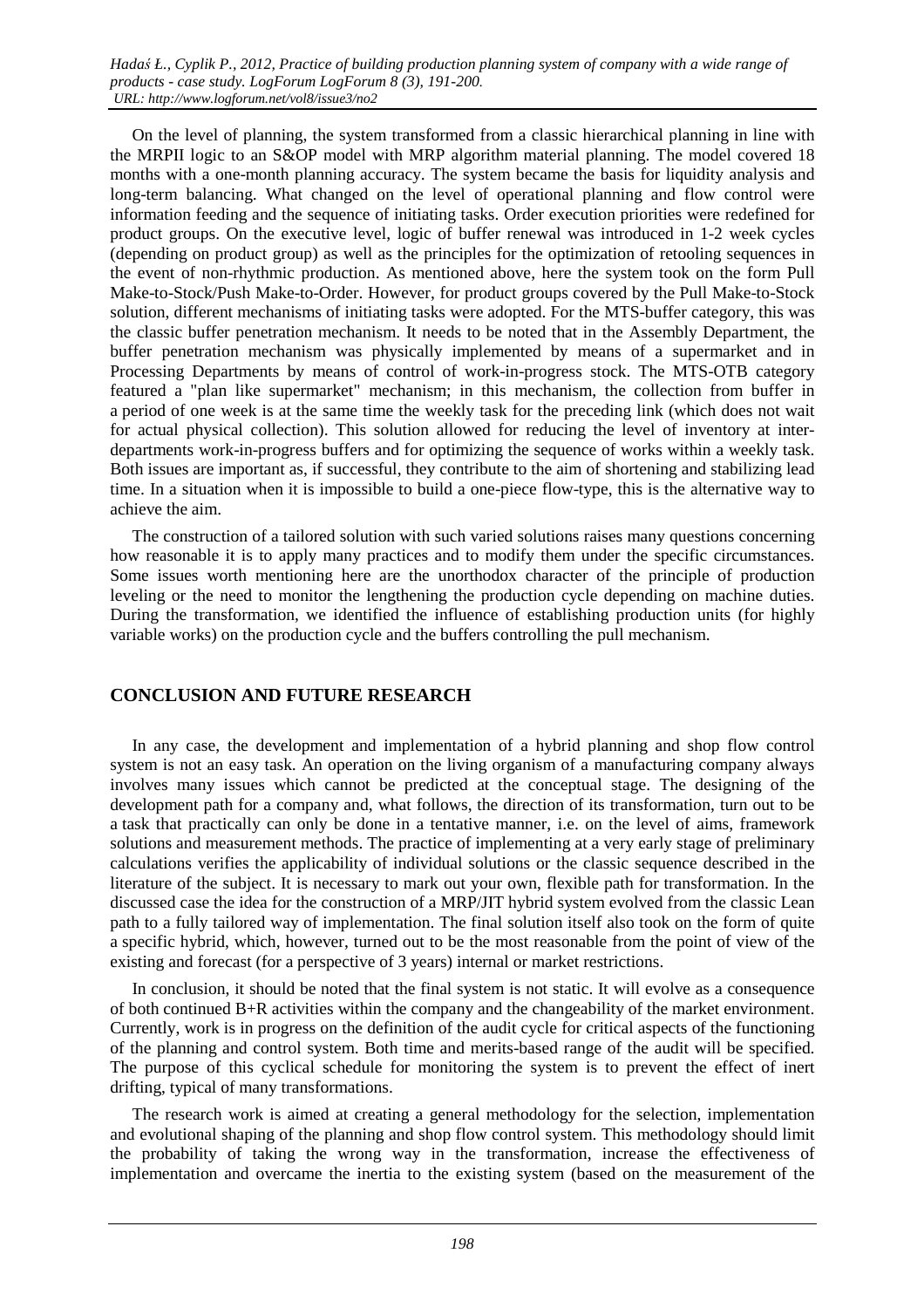On the level of planning, the system transformed from a classic hierarchical planning in line with the MRPII logic to an S&OP model with MRP algorithm material planning. The model covered 18 months with a one-month planning accuracy. The system became the basis for liquidity analysis and long-term balancing. What changed on the level of operational planning and flow control were information feeding and the sequence of initiating tasks. Order execution priorities were redefined for product groups. On the executive level, logic of buffer renewal was introduced in 1-2 week cycles (depending on product group) as well as the principles for the optimization of retooling sequences in the event of non-rhythmic production. As mentioned above, here the system took on the form Pull Make-to-Stock/Push Make-to-Order. However, for product groups covered by the Pull Make-to-Stock solution, different mechanisms of initiating tasks were adopted. For the MTS-buffer category, this was the classic buffer penetration mechanism. It needs to be noted that in the Assembly Department, the buffer penetration mechanism was physically implemented by means of a supermarket and in Processing Departments by means of control of work-in-progress stock. The MTS-OTB category featured a "plan like supermarket" mechanism; in this mechanism, the collection from buffer in a period of one week is at the same time the weekly task for the preceding link (which does not wait for actual physical collection). This solution allowed for reducing the level of inventory at inter-departments work-in-progress buffers and for optimizing the sequence of works within a weekly task. Both issues are important as, if successful, they contribute to the aim of shortening and stabilizing lead time. In a situation when it is impossible to build a one-piece flow-type, this is the alternative way to achieve the aim.

The construction of a tailored solution with such varied solutions raises many questions concerning how reasonable it is to apply many practices and to modify them under the specific circumstances. Some issues worth mentioning here are the unorthodox character of the principle of production leveling or the need to monitor the lengthening the production cycle depending on machine duties. During the transformation, we identified the influence of establishing production units (for highly variable works) on the production cycle and the buffers controlling the pull mechanism.

## CONCLUSION AND FUTURE RESEARCH

In any case, the development and implementation of a hybrid planning and shop flow control system is not an easy task. An operation on the living organism of a manufacturing company always involves many issues which cannot be predicted at the conceptual stage. The designing of the development path for a company and, what follows, the direction of its transformation, turn out to be a task that practically can only be done in a tentative manner, i.e. on the level of aims, framework solutions and measurement methods. The practice of implementing at a very early stage of preliminary calculations verifies the applicability of individual solutions or the classic sequence described in the literature of the subject. It is necessary to mark out your own, flexible path for transformation. In the discussed case the idea for the construction of a MRP/JIT hybrid system evolved from the classic Lean path to a fully tailored way of implementation. The final solution itself also took on the form of quite a specific hybrid, which, however, turned out to be the most reasonable from the point of view of the existing and forecast (for a perspective of 3 years) internal or market restrictions.

In conclusion, it should be noted that the final system is not static. It will evolve as a consequence of both continued B+R activities within the company and the changeability of the market environment. Currently, work is in progress on the definition of the audit cycle for critical aspects of the functioning of the planning and control system. Both time and merits-based range of the audit will be specified. The purpose of this cyclical schedule for monitoring the system is to prevent the effect of inert drifting, typical of many transformations.

The research work is aimed at creating a general methodology for the selection, implementation and evolutional shaping of the planning and shop flow control system. This methodology should limit the probability of taking the wrong way in the transformation, increase the effectiveness of implementation and overcame the inertia to the existing system (based on the measurement of the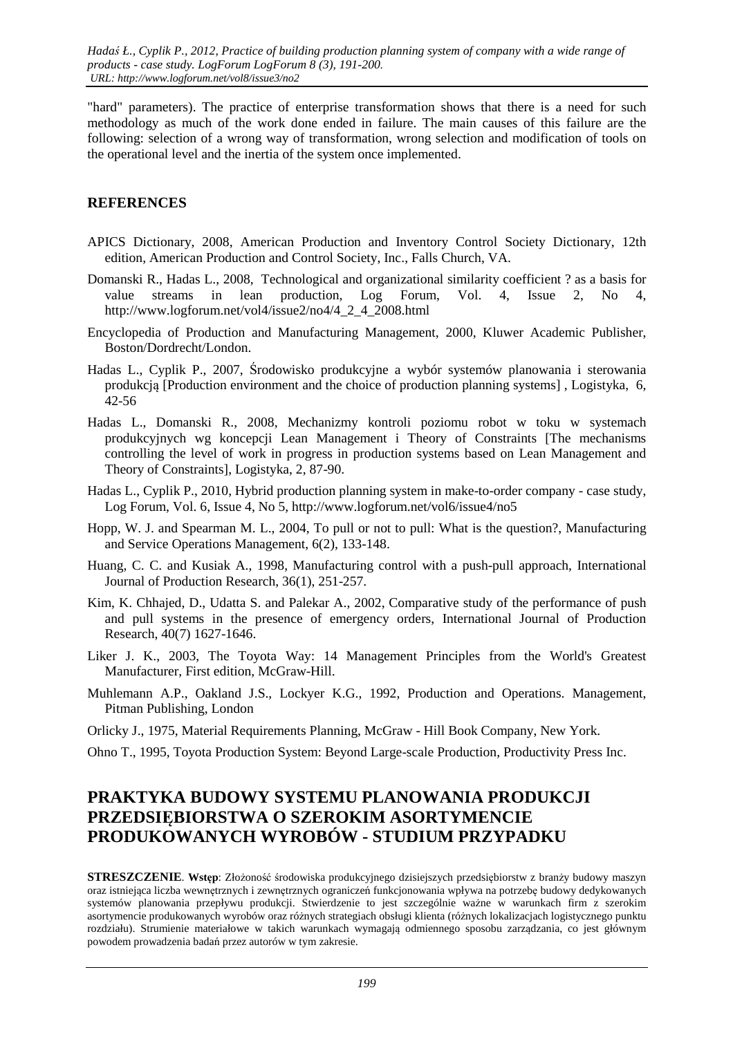"hard" parameters). The practice of enterprise transformation shows that there is a need for such methodology as much of the work done ended in failure. The main causes of this failure are the following: selection of a wrong way of transformation, wrong selection and modification of tools on the operational level and the inertia of the system once implemented.

## REFERENCES

APICS Dictionary, 2008, American Production and Inventory Control Society Dictionary, 12th edition, American Production and Control Society, Inc., Falls Church, VA.

Domanski R., Hadas L., 2008, Technological and organizational similarity coefficient ? as a basis for value streams in lean production, Log Forum, Vol. 4, Issue 2, No 4, http://www.logforum.net/vol4/issue2/no4/4_2_4_2008.html

Encyclopedia of Production and Manufacturing Management, 2000, Kluwer Academic Publisher, Boston/Dordrecht/London.

Hadas L., Cyplik P., 2007, Środowisko produkcyjne a wybór systemów planowania i sterowania produkcją [Production environment and the choice of production planning systems] , Logistyka, 6, 42-56

Hadas L., Domanski R., 2008, Mechanizmy kontroli poziomu robot w toku w systemach produkcyjnych wg koncepcji Lean Management i Theory of Constraints [The mechanisms controlling the level of work in progress in production systems based on Lean Management and Theory of Constraints], Logistyka, 2, 87-90.

Hadas L., Cyplik P., 2010, Hybrid production planning system in make-to-order company - case study, Log Forum, Vol. 6, Issue 4, No 5, http://www.logforum.net/vol6/issue4/no5

Hopp, W. J. and Spearman M. L., 2004, To pull or not to pull: What is the question?, Manufacturing and Service Operations Management, 6(2), 133-148.

Huang, C. C. and Kusiak A., 1998, Manufacturing control with a push-pull approach, International Journal of Production Research, 36(1), 251-257.

Kim, K. Chhajed, D., Udatta S. and Palekar A., 2002, Comparative study of the performance of push and pull systems in the presence of emergency orders, International Journal of Production Research, 40(7) 1627-1646.

Liker J. K., 2003, The Toyota Way: 14 Management Principles from the World's Greatest Manufacturer, First edition, McGraw-Hill.

Muhlemann A.P., Oakland J.S., Lockyer K.G., 1992, Production and Operations. Management, Pitman Publishing, London

Orlicky J., 1975, Material Requirements Planning, McGraw - Hill Book Company, New York.

Ohno T., 1995, Toyota Production System: Beyond Large-scale Production, Productivity Press Inc.

## PRAKTYKA BUDOWY SYSTEMU PLANOWANIA PRODUKCJI PRZEDSIĘBIORSTWA O SZEROKIM ASORTYMENCIE PRODUKOWANYCH WYROBÓW - STUDIUM PRZYPADKU

**STRESZCZENIE**. **Wstęp**: Złożoność środowiska produkcyjnego dzisiejszych przedsiębiorstw z branży budowy maszyn oraz istniejąca liczba wewnętrznych i zewnętrznych ograniczeń funkcjonowania wpływa na potrzebę budowy dedykowanych systemów planowania przepływu produkcji. Stwierdzenie to jest szczególnie ważne w warunkach firm z szerokim asortymencie produkowanych wyrobów oraz różnych strategiach obsługi klienta (różnych lokalizacjach logistycznego punktu rozdziału). Strumienie materiałowe w takich warunkach wymagają odmiennego sposobu zarządzania, co jest głównym powodem prowadzenia badań przez autorów w tym zakresie.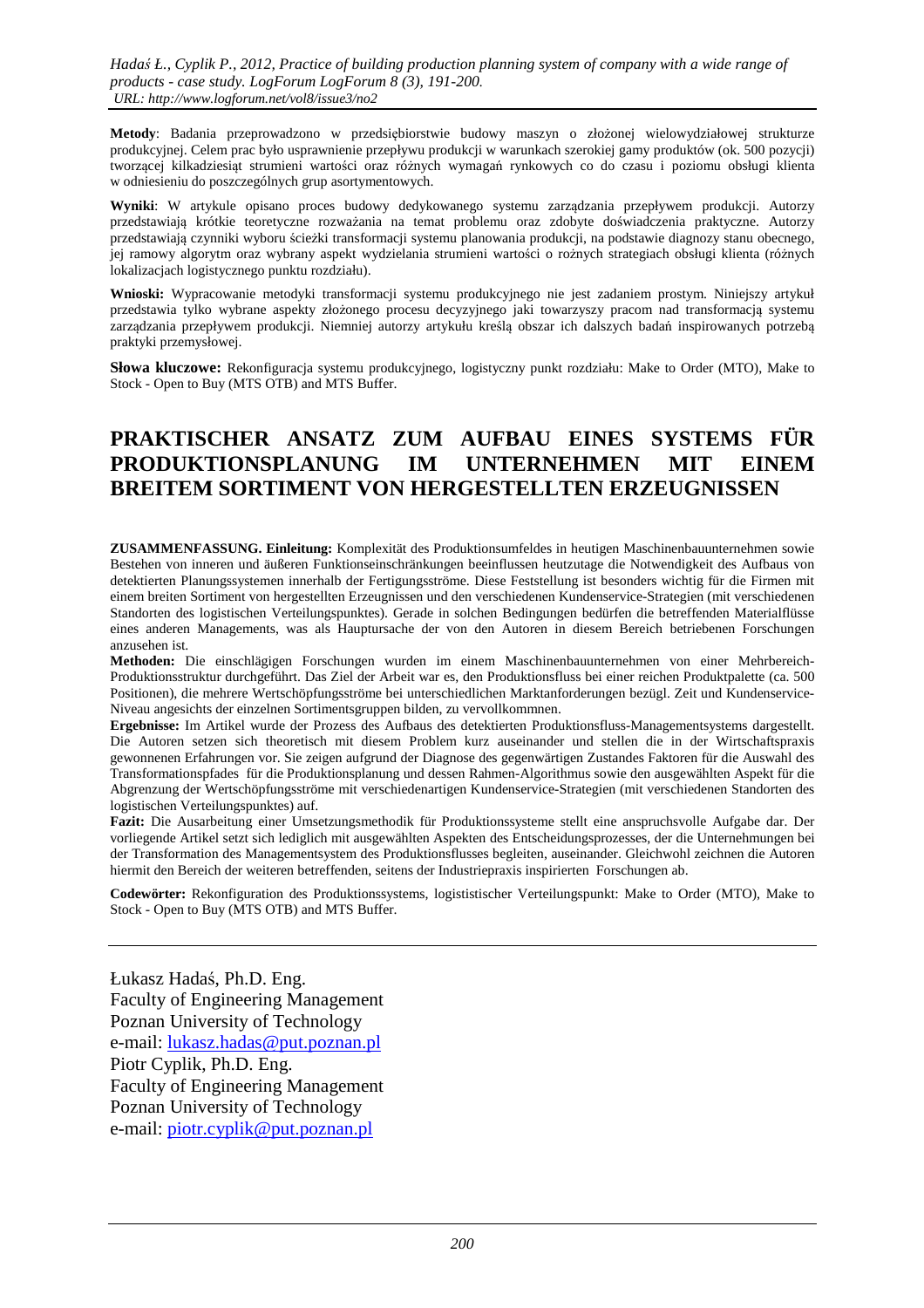**Metody**: Badania przeprowadzono w przedsiębiorstwie budowy maszyn o złożonej wielowydziałowej strukturze produkcyjnej. Celem prac było usprawnienie przepływu produkcji w warunkach szerokiej gamy produktów (ok. 500 pozycji) tworzącej kilkadziesiąt strumieni wartości oraz różnych wymagań rynkowych co do czasu i poziomu obsługi klienta w odniesieniu do poszczególnych grup asortymentowych.

**Wyniki**: W artykule opisano proces budowy dedykowanego systemu zarządzania przepływem produkcji. Autorzy przedstawiają krótkie teoretyczne rozważania na temat problemu oraz zdobyte doświadczenia praktyczne. Autorzy przedstawiają czynniki wyboru ścieżki transformacji systemu planowania produkcji, na podstawie diagnozy stanu obecnego, jej ramowy algorytm oraz wybrany aspekt wydzielania strumieni wartości o rożnych strategiach obsługi klienta (różnych lokalizacjach logistycznego punktu rozdziału).

**Wnioski:** Wypracowanie metodyki transformacji systemu produkcyjnego nie jest zadaniem prostym. Niniejszy artykuł przedstawia tylko wybrane aspekty złożonego procesu decyzyjnego jaki towarzyszy pracom nad transformacją systemu zarządzania przepływem produkcji. Niemniej autorzy artykułu kreślą obszar ich dalszych badań inspirowanych potrzebą praktyki przemysłowej.

**Słowa kluczowe:** Rekonfiguracja systemu produkcyjnego, logistyczny punkt rozdziału: Make to Order (MTO), Make to Stock - Open to Buy (MTS OTB) and MTS Buffer.

# PRAKTISCHER ANSATZ ZUM AUFBAU EINES SYSTEMS FÜR PRODUKTIONSPLANUNG IM UNTERNEHMEN MIT EINEM BREITEM SORTIMENT VON HERGESTELLTEN ERZEUGNISSEN

**ZUSAMMENFASSUNG. Einleitung:** Komplexität des Produktionsumfeldes in heutigen Maschinenbauunternehmen sowie Bestehen von inneren und äußeren Funktionseinschränkungen beeinflussen heutzutage die Notwendigkeit des Aufbaus von detektierten Planungssystemen innerhalb der Fertigungsströme. Diese Feststellung ist besonders wichtig für die Firmen mit einem breiten Sortiment von hergestellten Erzeugnissen und den verschiedenen Kundenservice-Strategien (mit verschiedenen Standorten des logistischen Verteilungspunktes). Gerade in solchen Bedingungen bedürfen die betreffenden Materialflüsse eines anderen Managements, was als Hauptursache der von den Autoren in diesem Bereich betriebenen Forschungen anzusehen ist.

**Methoden:** Die einschlägigen Forschungen wurden im einem Maschinenbauunternehmen von einer Mehrbereich-Produktionsstruktur durchgeführt. Das Ziel der Arbeit war es, den Produktionsfluss bei einer reichen Produktpalette (ca. 500 Positionen), die mehrere Wertschöpfungsströme bei unterschiedlichen Marktanforderungen bezügl. Zeit und Kundenservice-Niveau angesichts der einzelnen Sortimentsgruppen bilden, zu vervollkommnen.

**Ergebnisse:** Im Artikel wurde der Prozess des Aufbaus des detektierten Produktionsfluss-Managementsystems dargestellt. Die Autoren setzen sich theoretisch mit diesem Problem kurz auseinander und stellen die in der Wirtschaftspraxis gewonnenen Erfahrungen vor. Sie zeigen aufgrund der Diagnose des gegenwärtigen Zustandes Faktoren für die Auswahl des Transformationspfades für die Produktionsplanung und dessen Rahmen-Algorithmus sowie den ausgewählten Aspekt für die Abgrenzung der Wertschöpfungsströme mit verschiedenartigen Kundenservice-Strategien (mit verschiedenen Standorten des logistischen Verteilungspunktes) auf.

**Fazit:** Die Ausarbeitung einer Umsetzungsmethodik für Produktionssysteme stellt eine anspruchsvolle Aufgabe dar. Der vorliegende Artikel setzt sich lediglich mit ausgewählten Aspekten des Entscheidungsprozesses, der die Unternehmungen bei der Transformation des Managementsystem des Produktionsflusses begleiten, auseinander. Gleichwohl zeichnen die Autoren hiermit den Bereich der weiteren betreffenden, seitens der Industriepraxis inspirierten Forschungen ab.

**Codewörter:** Rekonfiguration des Produktionssystems, logististischer Verteilungspunkt: Make to Order (MTO), Make to Stock - Open to Buy (MTS OTB) and MTS Buffer.

---

Łukasz Hadaś, Ph.D. Eng.
Faculty of Engineering Management
Poznan University of Technology
e-mail: lukasz.hadas@put.poznan.pl
Piotr Cyplik, Ph.D. Eng.
Faculty of Engineering Management
Poznan University of Technology
e-mail: piotr.cyplik@put.poznan.pl